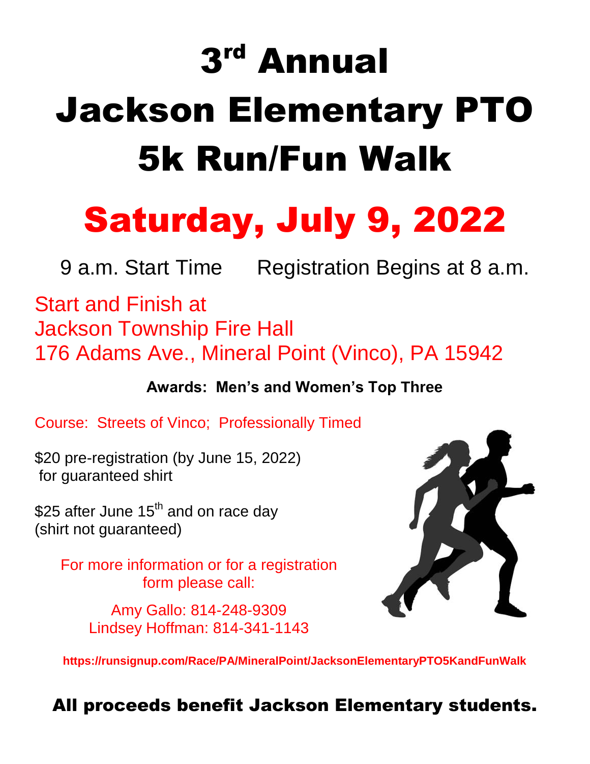# 3rd Annual Jackson Elementary PTO 5k Run/Fun Walk

## Saturday, July 9, 2022

9 a.m. Start Time     Registration Begins at 8 a.m.

Start and Finish at
Jackson Township Fire Hall
176 Adams Ave., Mineral Point (Vinco), PA 15942

**Awards: Men's and Women's Top Three**

Course: Streets of Vinco; Professionally Timed

$20 pre-registration (by June 15, 2022) for guaranteed shirt

$25 after June 15th and on race day (shirt not guaranteed)

For more information or for a registration form please call:

Amy Gallo: 814-248-9309
Lindsey Hoffman: 814-341-1143

**https://runsignup.com/Race/PA/MineralPoint/JacksonElementaryPTO5KandFunWalk**

**All proceeds benefit Jackson Elementary students.**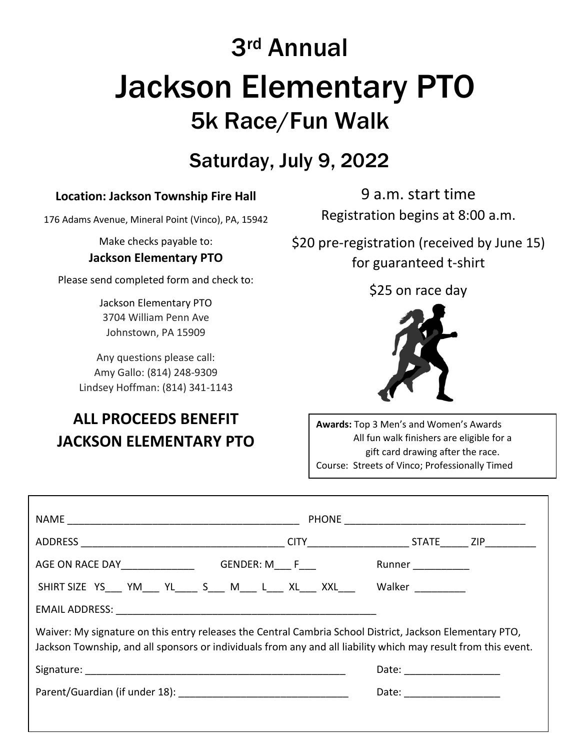# 3rd Annual

# Jackson Elementary PTO

## 5k Race/Fun Walk

## Saturday, July 9, 2022

**Location: Jackson Township Fire Hall**

176 Adams Avenue, Mineral Point (Vinco), PA, 15942

Make checks payable to:

**Jackson Elementary PTO**

Please send completed form and check to:

Jackson Elementary PTO
3704 William Penn Ave
Johnstown, PA 15909

Any questions please call:
Amy Gallo: (814) 248-9309
Lindsey Hoffman: (814) 341-1143

**ALL PROCEEDS BENEFIT JACKSON ELEMENTARY PTO**

9 a.m. start time
Registration begins at 8:00 a.m.

$20 pre-registration (received by June 15) for guaranteed t-shirt

$25 on race day

**Awards:** Top 3 Men's and Women's Awards
All fun walk finishers are eligible for a gift card drawing after the race.
Course: Streets of Vinco; Professionally Timed

NAME __________________________________________ PHONE _________________________________

ADDRESS ____________________________________ CITY_________________ STATE_____ ZIP_________

AGE ON RACE DAY_____________ GENDER: M___ F___ Runner __________

SHIRT SIZE YS___ YM___ YL____ S___ M___ L___ XL___ XXL___ Walker _________

EMAIL ADDRESS: ________________________________________________

Waiver: My signature on this entry releases the Central Cambria School District, Jackson Elementary PTO, Jackson Township, and all sponsors or individuals from any and all liability which may result from this event.

Signature: ________________________________________________ Date: _________________

Parent/Guardian (if under 18): ______________________________ Date: _________________